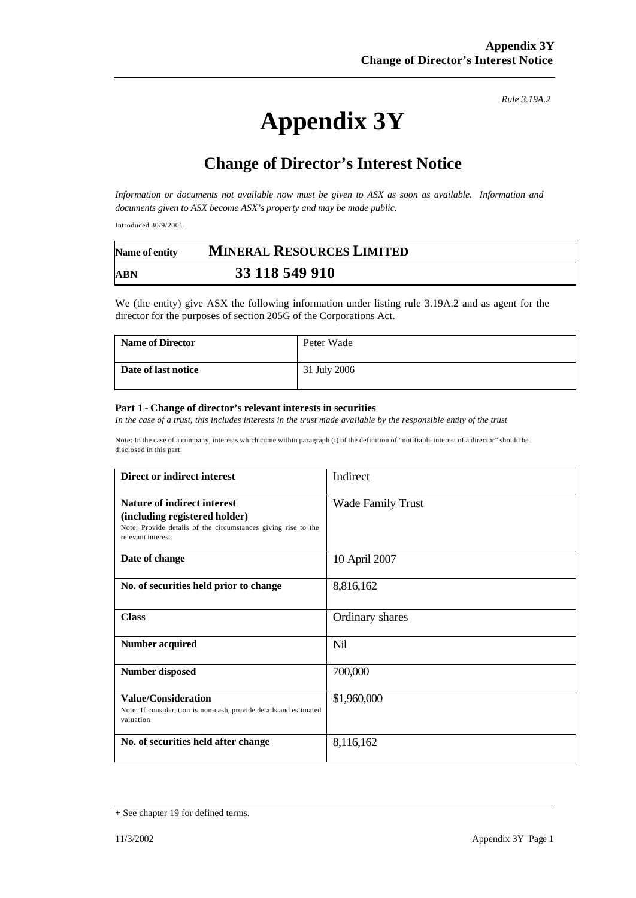*Rule 3.19A.2*

# Appendix 3Y

## Change of Director's Interest Notice

*Information or documents not available now must be given to ASX as soon as available. Information and documents given to ASX become ASX's property and may be made public.*

Introduced 30/9/2001.

| Name of entity | MINERAL RESOURCES LIMITED |
|---|---|
| ABN | 33 118 549 910 |

We (the entity) give ASX the following information under listing rule 3.19A.2 and as agent for the director for the purposes of section 205G of the Corporations Act.

| Name of Director | Peter Wade |
|---|---|
| Date of last notice | 31 July 2006 |

#### Part 1 - Change of director's relevant interests in securities

*In the case of a trust, this includes interests in the trust made available by the responsible entity of the trust*

Note: In the case of a company, interests which come within paragraph (i) of the definition of "notifiable interest of a director" should be disclosed in this part.

| Direct or indirect interest | Indirect |
|---|---|
| **Nature of indirect interest (including registered holder)** Note: Provide details of the circumstances giving rise to the relevant interest. | Wade Family Trust |
| **Date of change** | 10 April 2007 |
| **No. of securities held prior to change** | 8,816,162 |
| **Class** | Ordinary shares |
| **Number acquired** | Nil |
| **Number disposed** | 700,000 |
| **Value/Consideration** Note: If consideration is non-cash, provide details and estimated valuation | $1,960,000 |
| **No. of securities held after change** | 8,116,162 |

+ See chapter 19 for defined terms.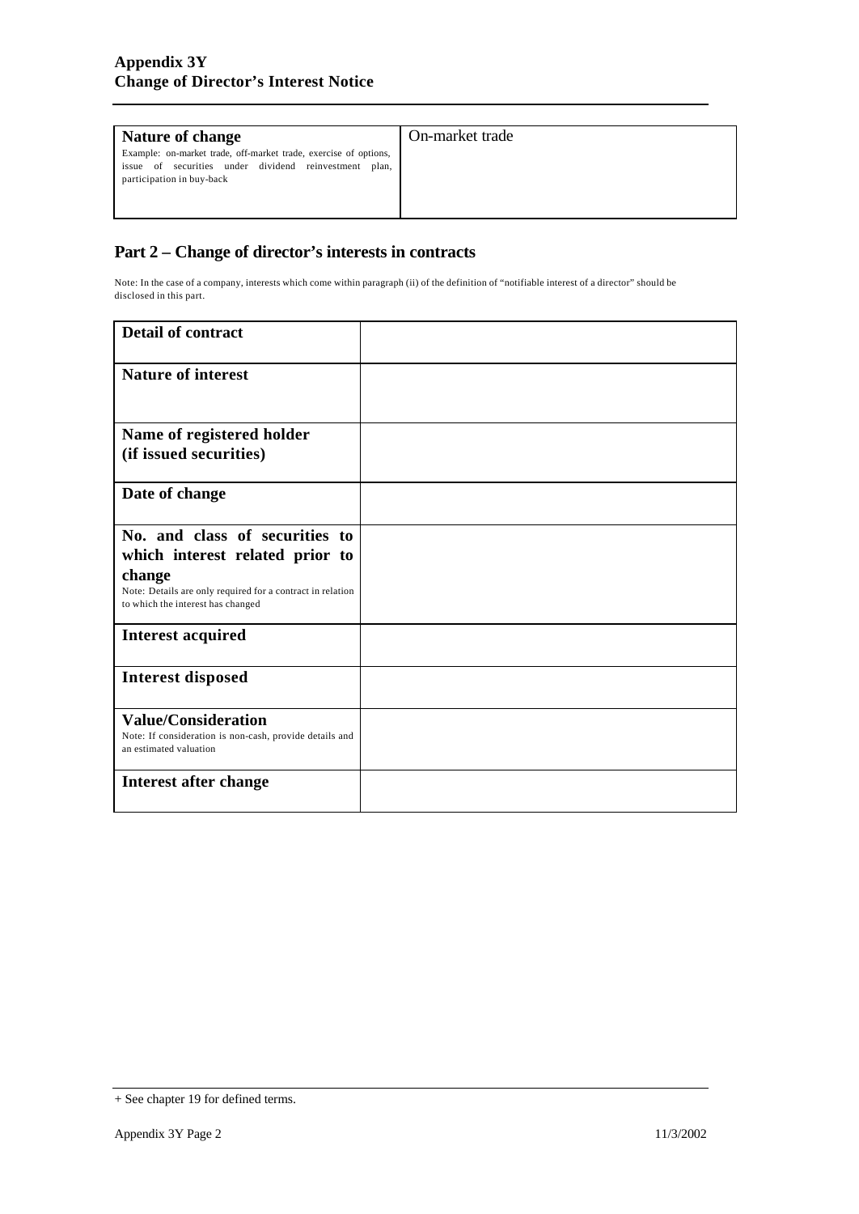| | |
|---|---|
| **Nature of change**<br>Example: on-market trade, off-market trade, exercise of options, issue of securities under dividend reinvestment plan, participation in buy-back | On-market trade |

## Part 2 – Change of director's interests in contracts

Note: In the case of a company, interests which come within paragraph (ii) of the definition of "notifiable interest of a director" should be disclosed in this part.

| | |
|---|---|
| **Detail of contract** | |
| **Nature of interest** | |
| **Name of registered holder (if issued securities)** | |
| **Date of change** | |
| **No. and class of securities to which interest related prior to change**<br>Note: Details are only required for a contract in relation to which the interest has changed | |
| **Interest acquired** | |
| **Interest disposed** | |
| **Value/Consideration**<br>Note: If consideration is non-cash, provide details and an estimated valuation | |
| **Interest after change** | |

+ See chapter 19 for defined terms.